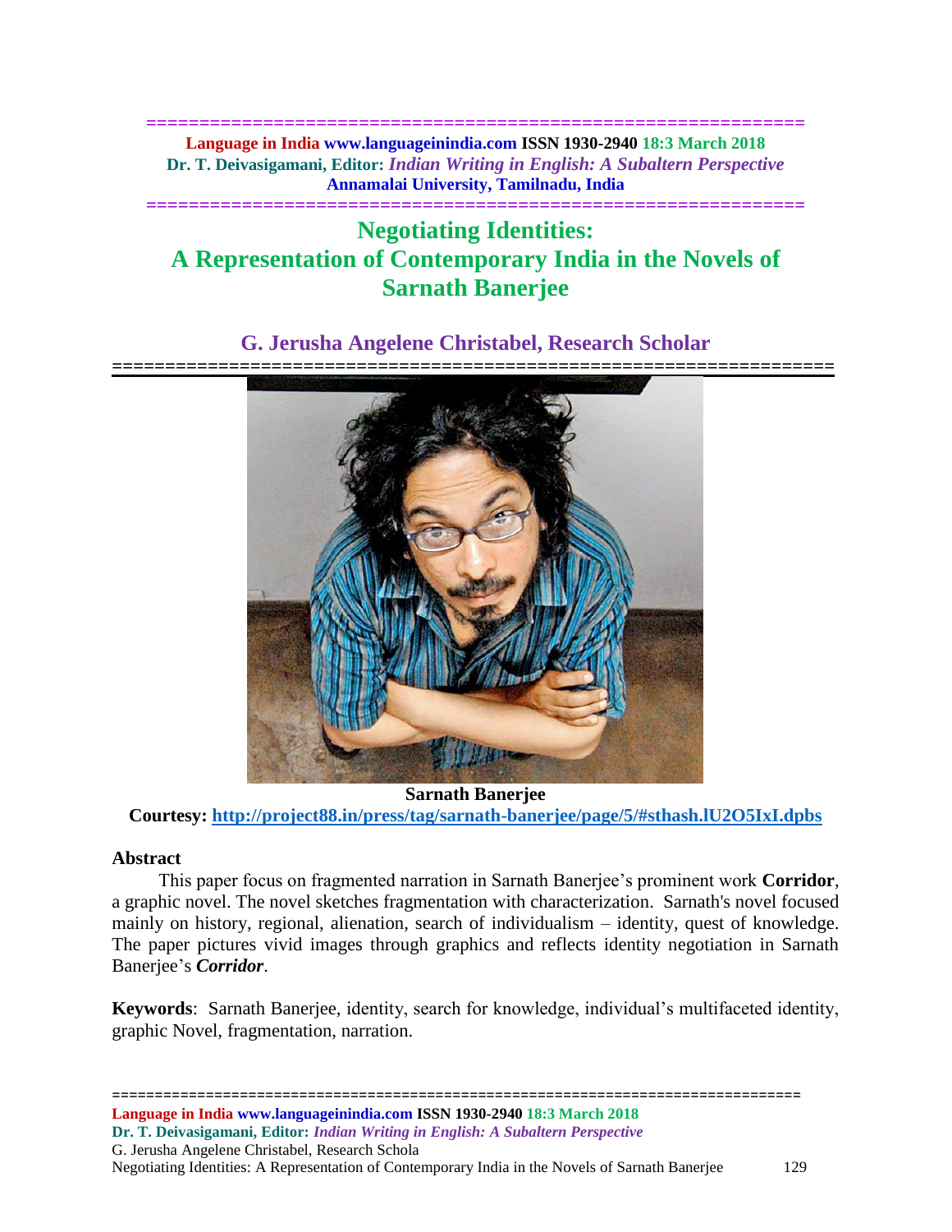# Negotiating Identities: A Representation of Contemporary India in the Novels of Sarnath Banerjee

## G. Jerusha Angelene Christabel, Research Scholar

**Sarnath Banerjee**

**Courtesy:** http://project88.in/press/tag/sarnath-banerjee/page/5/#sthash.lU2O5IxI.dpbs

**Abstract**

This paper focus on fragmented narration in Sarnath Banerjee's prominent work **Corridor**, a graphic novel. The novel sketches fragmentation with characterization. Sarnath's novel focused mainly on history, regional, alienation, search of individualism – identity, quest of knowledge. The paper pictures vivid images through graphics and reflects identity negotiation in Sarnath Banerjee's ***Corridor***.

**Keywords**: Sarnath Banerjee, identity, search for knowledge, individual's multifaceted identity, graphic Novel, fragmentation, narration.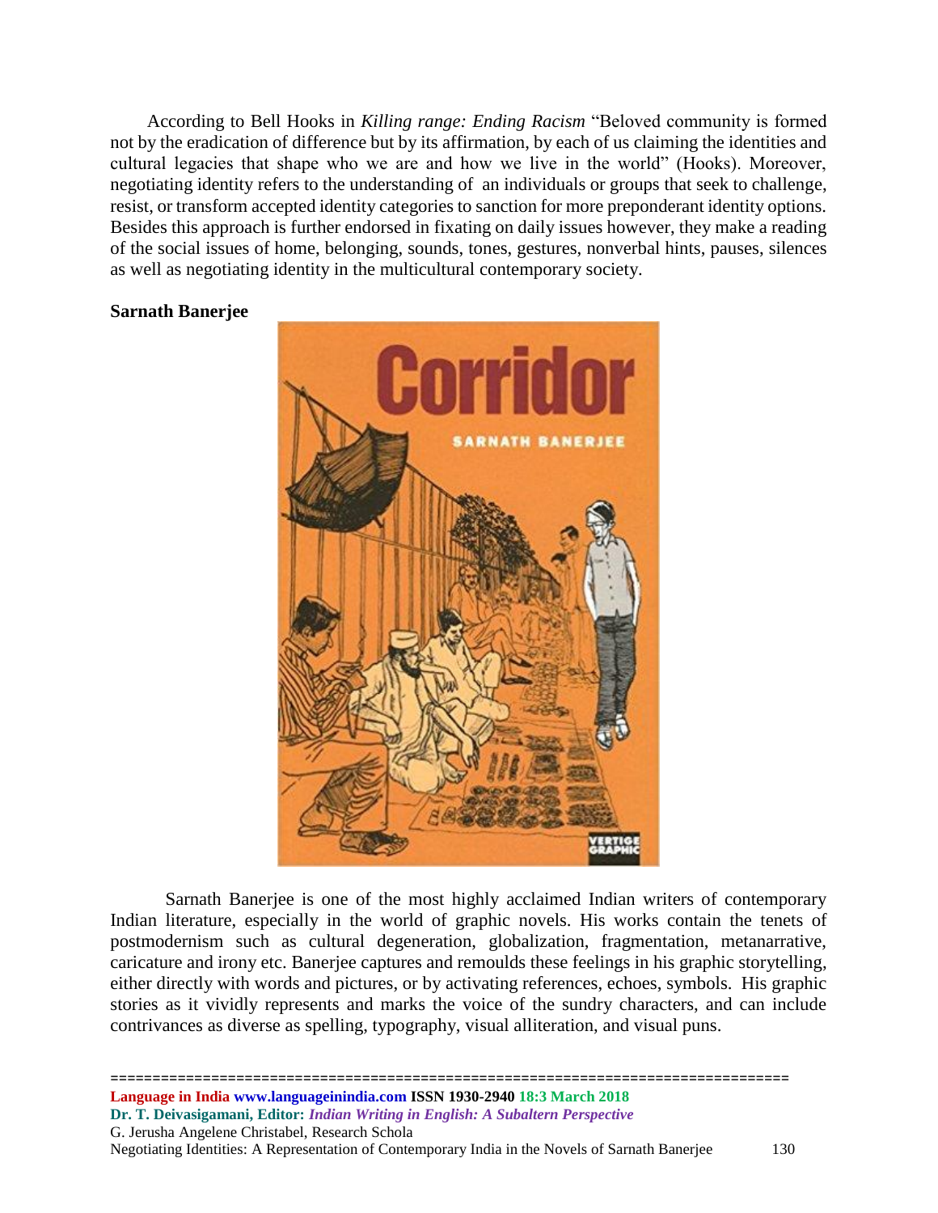According to Bell Hooks in *Killing range: Ending Racism* "Beloved community is formed not by the eradication of difference but by its affirmation, by each of us claiming the identities and cultural legacies that shape who we are and how we live in the world" (Hooks). Moreover, negotiating identity refers to the understanding of an individuals or groups that seek to challenge, resist, or transform accepted identity categories to sanction for more preponderant identity options. Besides this approach is further endorsed in fixating on daily issues however, they make a reading of the social issues of home, belonging, sounds, tones, gestures, nonverbal hints, pauses, silences as well as negotiating identity in the multicultural contemporary society.

**Sarnath Banerjee**

Sarnath Banerjee is one of the most highly acclaimed Indian writers of contemporary Indian literature, especially in the world of graphic novels. His works contain the tenets of postmodernism such as cultural degeneration, globalization, fragmentation, metanarrative, caricature and irony etc. Banerjee captures and remoulds these feelings in his graphic storytelling, either directly with words and pictures, or by activating references, echoes, symbols. His graphic stories as it vividly represents and marks the voice of the sundry characters, and can include contrivances as diverse as spelling, typography, visual alliteration, and visual puns.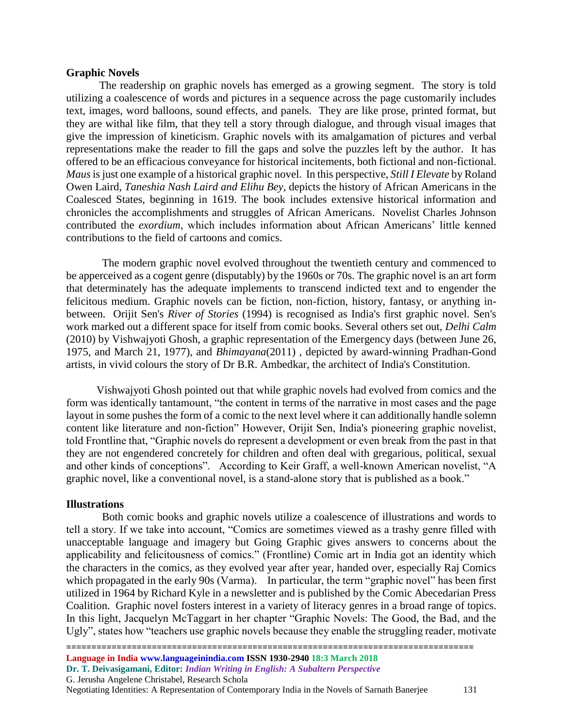**Graphic Novels**

The readership on graphic novels has emerged as a growing segment. The story is told utilizing a coalescence of words and pictures in a sequence across the page customarily includes text, images, word balloons, sound effects, and panels. They are like prose, printed format, but they are withal like film, that they tell a story through dialogue, and through visual images that give the impression of kineticism. Graphic novels with its amalgamation of pictures and verbal representations make the reader to fill the gaps and solve the puzzles left by the author. It has offered to be an efficacious conveyance for historical incitements, both fictional and non-fictional. *Maus* is just one example of a historical graphic novel. In this perspective, *Still I Elevate* by Roland Owen Laird, *Taneshia Nash Laird and Elihu Bey*, depicts the history of African Americans in the Coalesced States, beginning in 1619. The book includes extensive historical information and chronicles the accomplishments and struggles of African Americans. Novelist Charles Johnson contributed the *exordium*, which includes information about African Americans' little kenned contributions to the field of cartoons and comics.

The modern graphic novel evolved throughout the twentieth century and commenced to be apperceived as a cogent genre (disputably) by the 1960s or 70s. The graphic novel is an art form that determinately has the adequate implements to transcend indicted text and to engender the felicitous medium. Graphic novels can be fiction, non-fiction, history, fantasy, or anything in-between. Orijit Sen's *River of Stories* (1994) is recognised as India's first graphic novel. Sen's work marked out a different space for itself from comic books. Several others set out, *Delhi Calm* (2010) by Vishwajyoti Ghosh, a graphic representation of the Emergency days (between June 26, 1975, and March 21, 1977), and *Bhimayana*(2011) , depicted by award-winning Pradhan-Gond artists, in vivid colours the story of Dr B.R. Ambedkar, the architect of India's Constitution.

Vishwajyoti Ghosh pointed out that while graphic novels had evolved from comics and the form was identically tantamount, "the content in terms of the narrative in most cases and the page layout in some pushes the form of a comic to the next level where it can additionally handle solemn content like literature and non-fiction" However, Orijit Sen, India's pioneering graphic novelist, told Frontline that, "Graphic novels do represent a development or even break from the past in that they are not engendered concretely for children and often deal with gregarious, political, sexual and other kinds of conceptions". According to Keir Graff, a well-known American novelist, "A graphic novel, like a conventional novel, is a stand-alone story that is published as a book."

**Illustrations**

Both comic books and graphic novels utilize a coalescence of illustrations and words to tell a story. If we take into account, "Comics are sometimes viewed as a trashy genre filled with unacceptable language and imagery but Going Graphic gives answers to concerns about the applicability and felicitousness of comics." (Frontline) Comic art in India got an identity which the characters in the comics, as they evolved year after year, handed over, especially Raj Comics which propagated in the early 90s (Varma). In particular, the term "graphic novel" has been first utilized in 1964 by Richard Kyle in a newsletter and is published by the Comic Abecedarian Press Coalition. Graphic novel fosters interest in a variety of literacy genres in a broad range of topics. In this light, Jacquelyn McTaggart in her chapter "Graphic Novels: The Good, the Bad, and the Ugly", states how "teachers use graphic novels because they enable the struggling reader, motivate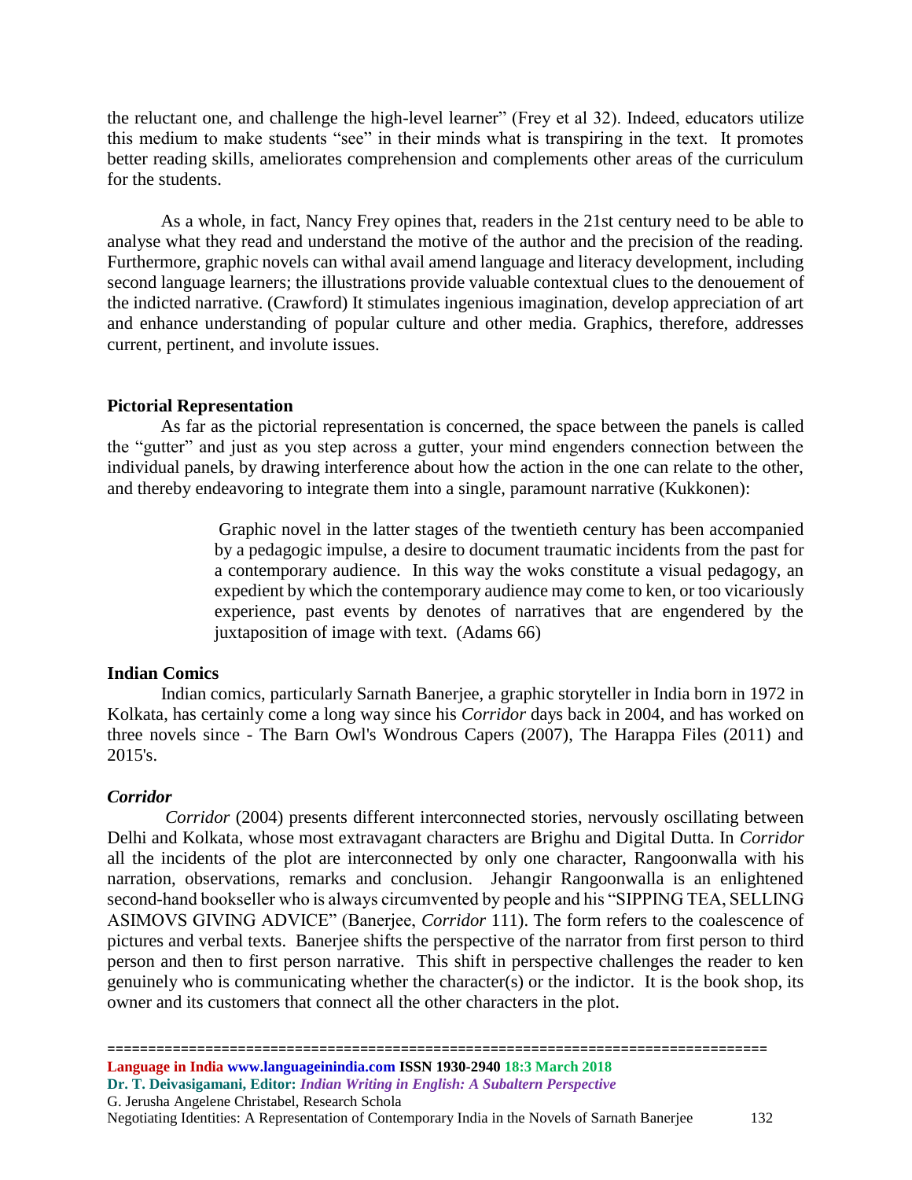the reluctant one, and challenge the high-level learner" (Frey et al 32). Indeed, educators utilize this medium to make students "see" in their minds what is transpiring in the text. It promotes better reading skills, ameliorates comprehension and complements other areas of the curriculum for the students.

As a whole, in fact, Nancy Frey opines that, readers in the 21st century need to be able to analyse what they read and understand the motive of the author and the precision of the reading. Furthermore, graphic novels can withal avail amend language and literacy development, including second language learners; the illustrations provide valuable contextual clues to the denouement of the indicted narrative. (Crawford) It stimulates ingenious imagination, develop appreciation of art and enhance understanding of popular culture and other media. Graphics, therefore, addresses current, pertinent, and involute issues.

**Pictorial Representation**

As far as the pictorial representation is concerned, the space between the panels is called the "gutter" and just as you step across a gutter, your mind engenders connection between the individual panels, by drawing interference about how the action in the one can relate to the other, and thereby endeavoring to integrate them into a single, paramount narrative (Kukkonen):

> Graphic novel in the latter stages of the twentieth century has been accompanied by a pedagogic impulse, a desire to document traumatic incidents from the past for a contemporary audience. In this way the woks constitute a visual pedagogy, an expedient by which the contemporary audience may come to ken, or too vicariously experience, past events by denotes of narratives that are engendered by the juxtaposition of image with text. (Adams 66)

**Indian Comics**

Indian comics, particularly Sarnath Banerjee, a graphic storyteller in India born in 1972 in Kolkata, has certainly come a long way since his *Corridor* days back in 2004, and has worked on three novels since - The Barn Owl's Wondrous Capers (2007), The Harappa Files (2011) and 2015's.

***Corridor***

*Corridor* (2004) presents different interconnected stories, nervously oscillating between Delhi and Kolkata, whose most extravagant characters are Brighu and Digital Dutta. In *Corridor* all the incidents of the plot are interconnected by only one character, Rangoonwalla with his narration, observations, remarks and conclusion. Jehangir Rangoonwalla is an enlightened second-hand bookseller who is always circumvented by people and his "SIPPING TEA, SELLING ASIMOVS GIVING ADVICE" (Banerjee, *Corridor* 111). The form refers to the coalescence of pictures and verbal texts. Banerjee shifts the perspective of the narrator from first person to third person and then to first person narrative. This shift in perspective challenges the reader to ken genuinely who is communicating whether the character(s) or the indictor. It is the book shop, its owner and its customers that connect all the other characters in the plot.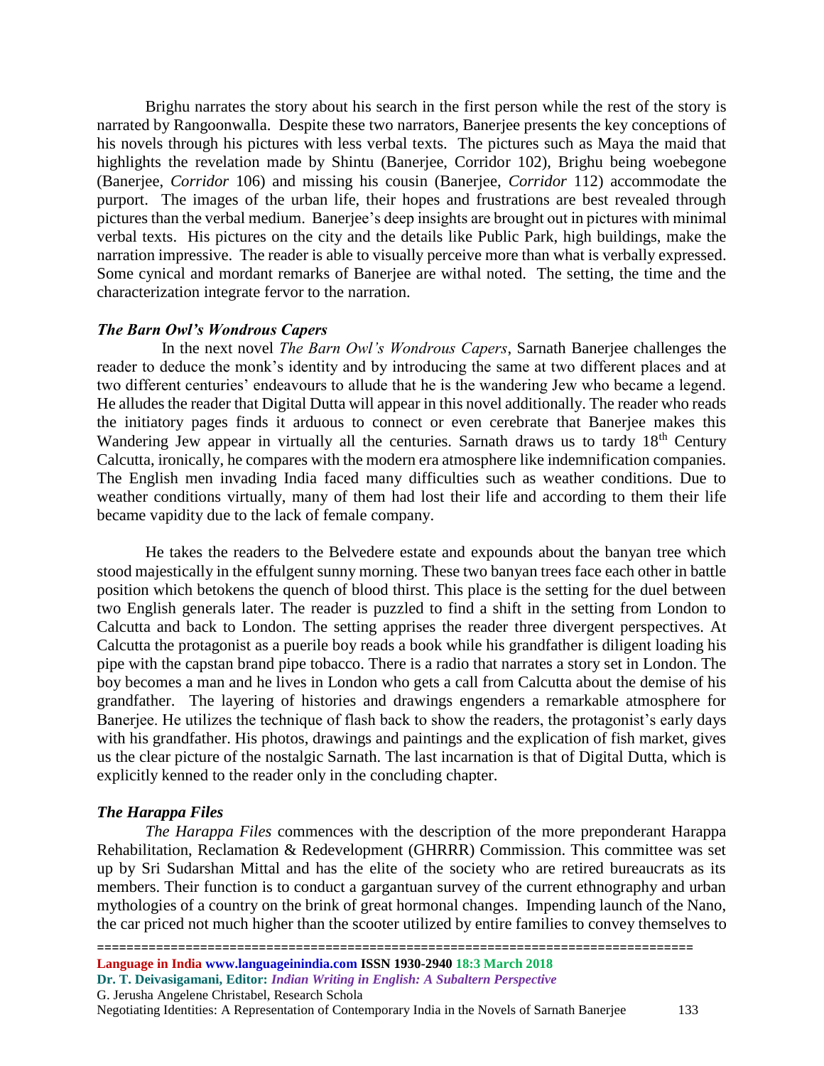Brighu narrates the story about his search in the first person while the rest of the story is narrated by Rangoonwalla. Despite these two narrators, Banerjee presents the key conceptions of his novels through his pictures with less verbal texts. The pictures such as Maya the maid that highlights the revelation made by Shintu (Banerjee, Corridor 102), Brighu being woebegone (Banerjee, *Corridor* 106) and missing his cousin (Banerjee, *Corridor* 112) accommodate the purport. The images of the urban life, their hopes and frustrations are best revealed through pictures than the verbal medium. Banerjee's deep insights are brought out in pictures with minimal verbal texts. His pictures on the city and the details like Public Park, high buildings, make the narration impressive. The reader is able to visually perceive more than what is verbally expressed. Some cynical and mordant remarks of Banerjee are withal noted. The setting, the time and the characterization integrate fervor to the narration.

### *The Barn Owl's Wondrous Capers*

In the next novel *The Barn Owl's Wondrous Capers*, Sarnath Banerjee challenges the reader to deduce the monk's identity and by introducing the same at two different places and at two different centuries' endeavours to allude that he is the wandering Jew who became a legend. He alludes the reader that Digital Dutta will appear in this novel additionally. The reader who reads the initiatory pages finds it arduous to connect or even cerebrate that Banerjee makes this Wandering Jew appear in virtually all the centuries. Sarnath draws us to tardy 18th Century Calcutta, ironically, he compares with the modern era atmosphere like indemnification companies. The English men invading India faced many difficulties such as weather conditions. Due to weather conditions virtually, many of them had lost their life and according to them their life became vapidity due to the lack of female company.

He takes the readers to the Belvedere estate and expounds about the banyan tree which stood majestically in the effulgent sunny morning. These two banyan trees face each other in battle position which betokens the quench of blood thirst. This place is the setting for the duel between two English generals later. The reader is puzzled to find a shift in the setting from London to Calcutta and back to London. The setting apprises the reader three divergent perspectives. At Calcutta the protagonist as a puerile boy reads a book while his grandfather is diligent loading his pipe with the capstan brand pipe tobacco. There is a radio that narrates a story set in London. The boy becomes a man and he lives in London who gets a call from Calcutta about the demise of his grandfather. The layering of histories and drawings engenders a remarkable atmosphere for Banerjee. He utilizes the technique of flash back to show the readers, the protagonist's early days with his grandfather. His photos, drawings and paintings and the explication of fish market, gives us the clear picture of the nostalgic Sarnath. The last incarnation is that of Digital Dutta, which is explicitly kenned to the reader only in the concluding chapter.

### *The Harappa Files*

*The Harappa Files* commences with the description of the more preponderant Harappa Rehabilitation, Reclamation & Redevelopment (GHRRR) Commission. This committee was set up by Sri Sudarshan Mittal and has the elite of the society who are retired bureaucrats as its members. Their function is to conduct a gargantuan survey of the current ethnography and urban mythologies of a country on the brink of great hormonal changes. Impending launch of the Nano, the car priced not much higher than the scooter utilized by entire families to convey themselves to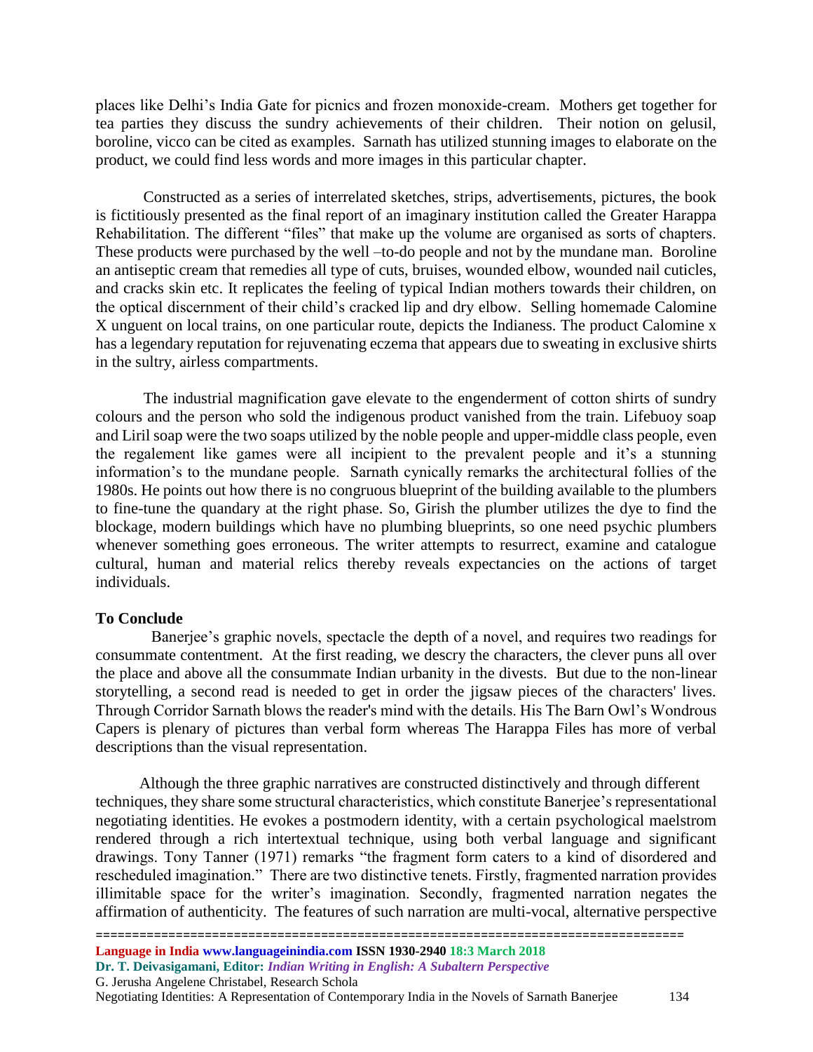places like Delhi's India Gate for picnics and frozen monoxide-cream. Mothers get together for tea parties they discuss the sundry achievements of their children. Their notion on gelusil, boroline, vicco can be cited as examples. Sarnath has utilized stunning images to elaborate on the product, we could find less words and more images in this particular chapter.

Constructed as a series of interrelated sketches, strips, advertisements, pictures, the book is fictitiously presented as the final report of an imaginary institution called the Greater Harappa Rehabilitation. The different "files" that make up the volume are organised as sorts of chapters. These products were purchased by the well –to-do people and not by the mundane man. Boroline an antiseptic cream that remedies all type of cuts, bruises, wounded elbow, wounded nail cuticles, and cracks skin etc. It replicates the feeling of typical Indian mothers towards their children, on the optical discernment of their child's cracked lip and dry elbow. Selling homemade Calomine X unguent on local trains, on one particular route, depicts the Indianess. The product Calomine x has a legendary reputation for rejuvenating eczema that appears due to sweating in exclusive shirts in the sultry, airless compartments.

The industrial magnification gave elevate to the engenderment of cotton shirts of sundry colours and the person who sold the indigenous product vanished from the train. Lifebuoy soap and Liril soap were the two soaps utilized by the noble people and upper-middle class people, even the regalement like games were all incipient to the prevalent people and it's a stunning information's to the mundane people. Sarnath cynically remarks the architectural follies of the 1980s. He points out how there is no congruous blueprint of the building available to the plumbers to fine-tune the quandary at the right phase. So, Girish the plumber utilizes the dye to find the blockage, modern buildings which have no plumbing blueprints, so one need psychic plumbers whenever something goes erroneous. The writer attempts to resurrect, examine and catalogue cultural, human and material relics thereby reveals expectancies on the actions of target individuals.

**To Conclude**

Banerjee's graphic novels, spectacle the depth of a novel, and requires two readings for consummate contentment. At the first reading, we descry the characters, the clever puns all over the place and above all the consummate Indian urbanity in the divests. But due to the non-linear storytelling, a second read is needed to get in order the jigsaw pieces of the characters' lives. Through Corridor Sarnath blows the reader's mind with the details. His The Barn Owl's Wondrous Capers is plenary of pictures than verbal form whereas The Harappa Files has more of verbal descriptions than the visual representation.

Although the three graphic narratives are constructed distinctively and through different techniques, they share some structural characteristics, which constitute Banerjee's representational negotiating identities. He evokes a postmodern identity, with a certain psychological maelstrom rendered through a rich intertextual technique, using both verbal language and significant drawings. Tony Tanner (1971) remarks "the fragment form caters to a kind of disordered and rescheduled imagination." There are two distinctive tenets. Firstly, fragmented narration provides illimitable space for the writer's imagination. Secondly, fragmented narration negates the affirmation of authenticity. The features of such narration are multi-vocal, alternative perspective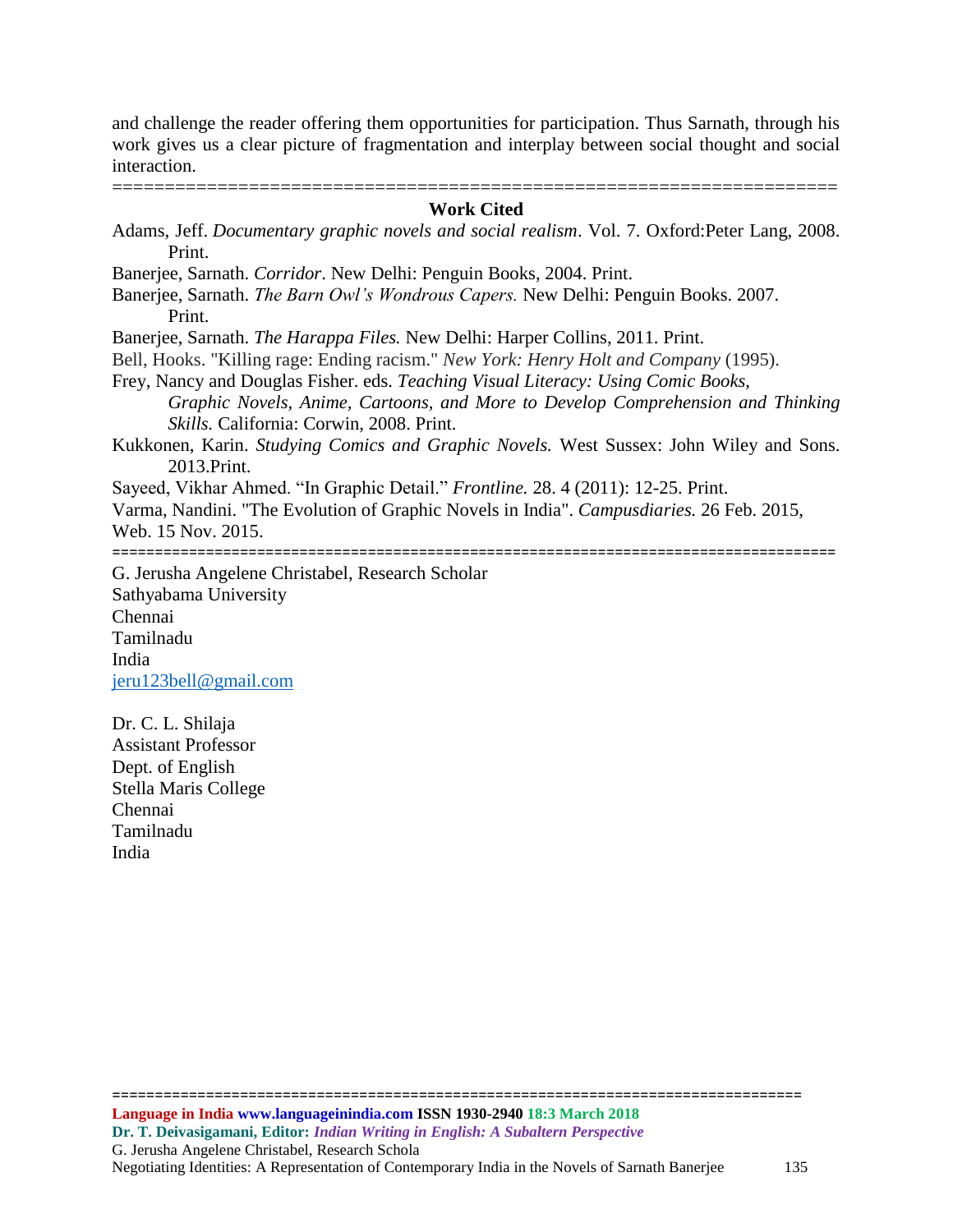and challenge the reader offering them opportunities for participation. Thus Sarnath, through his work gives us a clear picture of fragmentation and interplay between social thought and social interaction.

=====================================================================

## Work Cited

Adams, Jeff. *Documentary graphic novels and social realism*. Vol. 7. Oxford:Peter Lang, 2008. Print.

Banerjee, Sarnath. *Corridor*. New Delhi: Penguin Books, 2004. Print.

Banerjee, Sarnath. *The Barn Owl's Wondrous Capers.* New Delhi: Penguin Books. 2007. Print.

Banerjee, Sarnath. *The Harappa Files.* New Delhi: Harper Collins, 2011. Print.

Bell, Hooks. "Killing rage: Ending racism." *New York: Henry Holt and Company* (1995).

Frey, Nancy and Douglas Fisher. eds. *Teaching Visual Literacy: Using Comic Books, Graphic Novels, Anime, Cartoons, and More to Develop Comprehension and Thinking Skills.* California: Corwin, 2008. Print.

Kukkonen, Karin. *Studying Comics and Graphic Novels.* West Sussex: John Wiley and Sons. 2013.Print.

Sayeed, Vikhar Ahmed. "In Graphic Detail." *Frontline.* 28. 4 (2011): 12-25. Print.

Varma, Nandini. "The Evolution of Graphic Novels in India". *Campusdiaries.* 26 Feb. 2015, Web. 15 Nov. 2015.

=====================================================================

G. Jerusha Angelene Christabel, Research Scholar
Sathyabama University
Chennai
Tamilnadu
India
jeru123bell@gmail.com

Dr. C. L. Shilaja
Assistant Professor
Dept. of English
Stella Maris College
Chennai
Tamilnadu
India